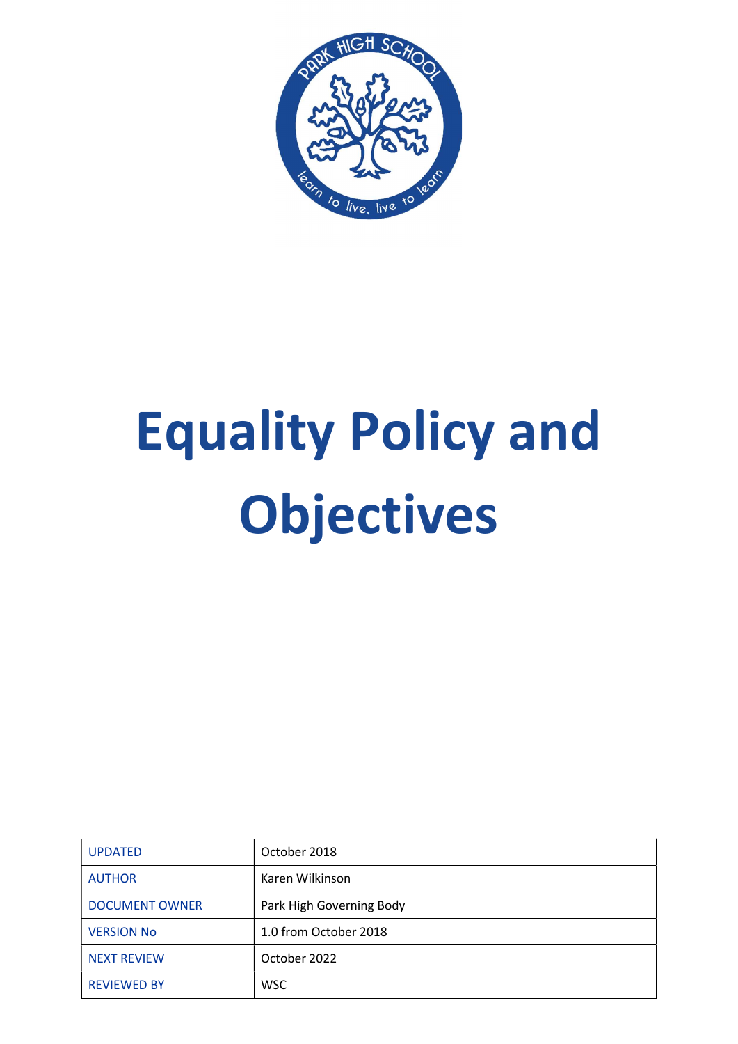# Equality Policy and Objectives

| UPDATED | October 2018 |
|---|---|
| AUTHOR | Karen Wilkinson |
| DOCUMENT OWNER | Park High Governing Body |
| VERSION No | 1.0 from October 2018 |
| NEXT REVIEW | October 2022 |
| REVIEWED BY | WSC |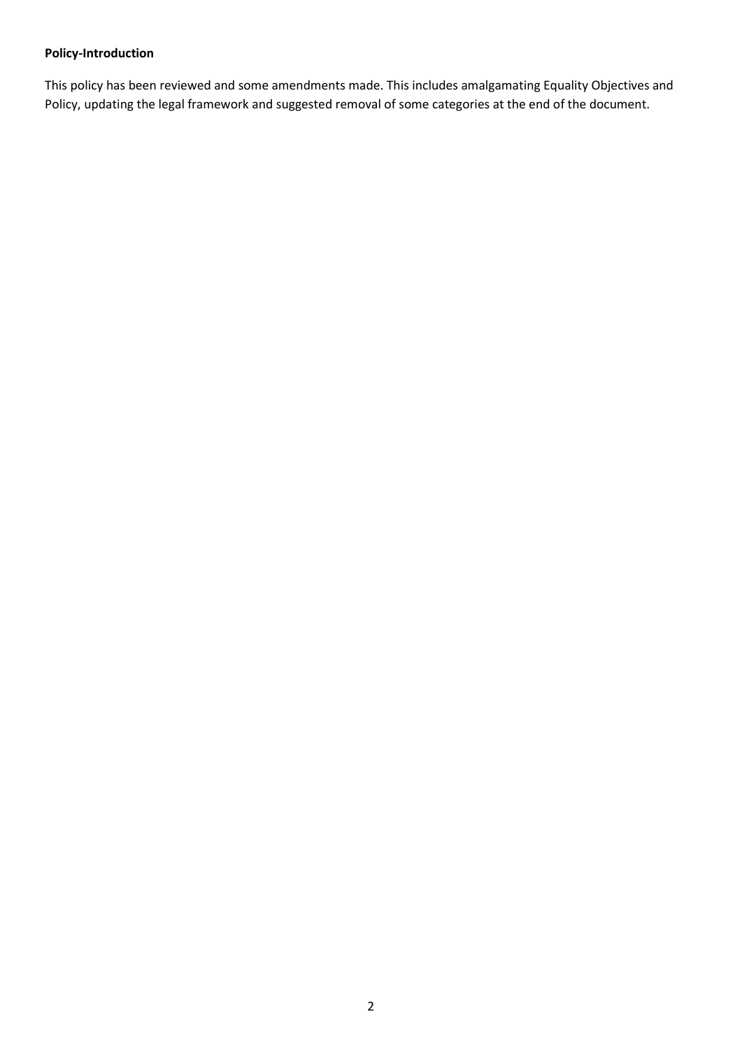**Policy-Introduction**

This policy has been reviewed and some amendments made. This includes amalgamating Equality Objectives and Policy, updating the legal framework and suggested removal of some categories at the end of the document.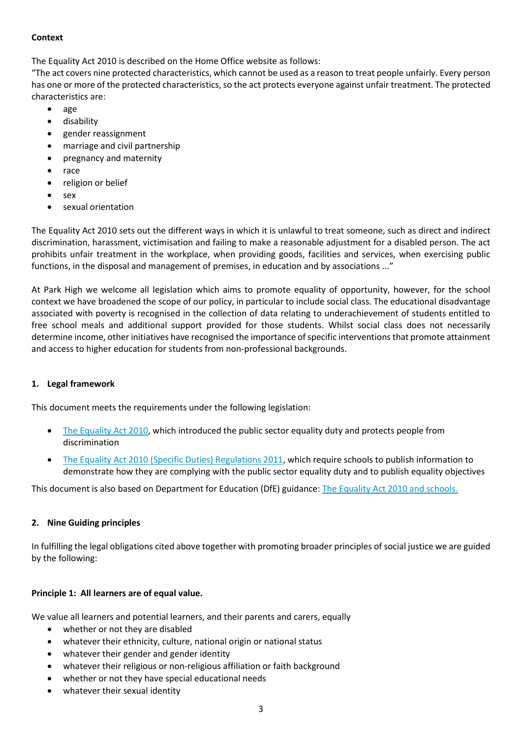**Context**

The Equality Act 2010 is described on the Home Office website as follows:
"The act covers nine protected characteristics, which cannot be used as a reason to treat people unfairly. Every person has one or more of the protected characteristics, so the act protects everyone against unfair treatment. The protected characteristics are:

- age
- disability
- gender reassignment
- marriage and civil partnership
- pregnancy and maternity
- race
- religion or belief
- sex
- sexual orientation

The Equality Act 2010 sets out the different ways in which it is unlawful to treat someone, such as direct and indirect discrimination, harassment, victimisation and failing to make a reasonable adjustment for a disabled person. The act prohibits unfair treatment in the workplace, when providing goods, facilities and services, when exercising public functions, in the disposal and management of premises, in education and by associations ..."

At Park High we welcome all legislation which aims to promote equality of opportunity, however, for the school context we have broadened the scope of our policy, in particular to include social class. The educational disadvantage associated with poverty is recognised in the collection of data relating to underachievement of students entitled to free school meals and additional support provided for those students. Whilst social class does not necessarily determine income, other initiatives have recognised the importance of specific interventions that promote attainment and access to higher education for students from non-professional backgrounds.

## 1. Legal framework

This document meets the requirements under the following legislation:

- The Equality Act 2010, which introduced the public sector equality duty and protects people from discrimination
- The Equality Act 2010 (Specific Duties) Regulations 2011, which require schools to publish information to demonstrate how they are complying with the public sector equality duty and to publish equality objectives

This document is also based on Department for Education (DfE) guidance: The Equality Act 2010 and schools.

## 2. Nine Guiding principles

In fulfilling the legal obligations cited above together with promoting broader principles of social justice we are guided by the following:

**Principle 1: All learners are of equal value.**

We value all learners and potential learners, and their parents and carers, equally

- whether or not they are disabled
- whatever their ethnicity, culture, national origin or national status
- whatever their gender and gender identity
- whatever their religious or non-religious affiliation or faith background
- whether or not they have special educational needs
- whatever their sexual identity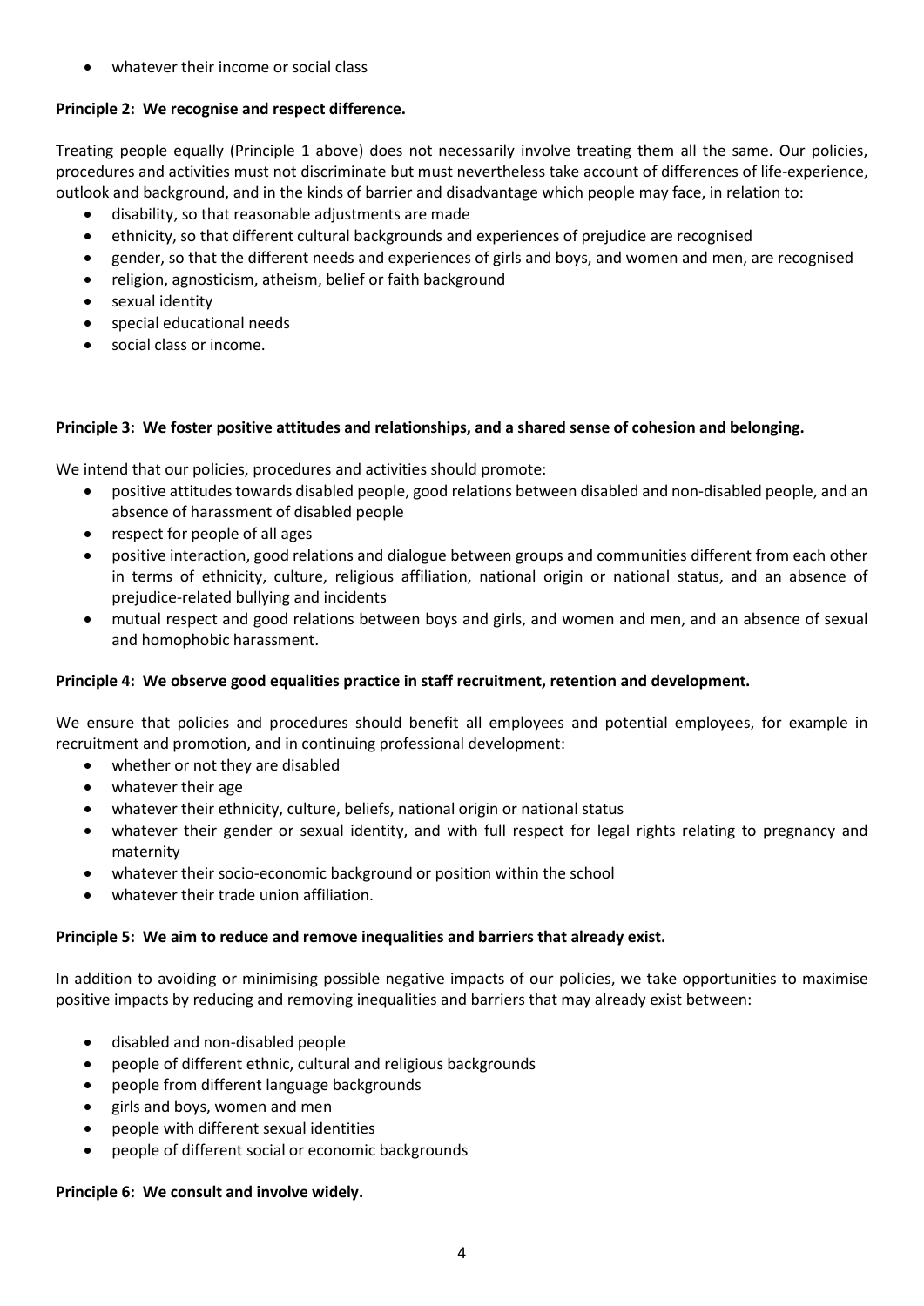- whatever their income or social class

**Principle 2: We recognise and respect difference.**

Treating people equally (Principle 1 above) does not necessarily involve treating them all the same. Our policies, procedures and activities must not discriminate but must nevertheless take account of differences of life-experience, outlook and background, and in the kinds of barrier and disadvantage which people may face, in relation to:

- disability, so that reasonable adjustments are made
- ethnicity, so that different cultural backgrounds and experiences of prejudice are recognised
- gender, so that the different needs and experiences of girls and boys, and women and men, are recognised
- religion, agnosticism, atheism, belief or faith background
- sexual identity
- special educational needs
- social class or income.

**Principle 3: We foster positive attitudes and relationships, and a shared sense of cohesion and belonging.**

We intend that our policies, procedures and activities should promote:

- positive attitudes towards disabled people, good relations between disabled and non-disabled people, and an absence of harassment of disabled people
- respect for people of all ages
- positive interaction, good relations and dialogue between groups and communities different from each other in terms of ethnicity, culture, religious affiliation, national origin or national status, and an absence of prejudice-related bullying and incidents
- mutual respect and good relations between boys and girls, and women and men, and an absence of sexual and homophobic harassment.

**Principle 4: We observe good equalities practice in staff recruitment, retention and development.**

We ensure that policies and procedures should benefit all employees and potential employees, for example in recruitment and promotion, and in continuing professional development:

- whether or not they are disabled
- whatever their age
- whatever their ethnicity, culture, beliefs, national origin or national status
- whatever their gender or sexual identity, and with full respect for legal rights relating to pregnancy and maternity
- whatever their socio-economic background or position within the school
- whatever their trade union affiliation.

**Principle 5: We aim to reduce and remove inequalities and barriers that already exist.**

In addition to avoiding or minimising possible negative impacts of our policies, we take opportunities to maximise positive impacts by reducing and removing inequalities and barriers that may already exist between:

- disabled and non-disabled people
- people of different ethnic, cultural and religious backgrounds
- people from different language backgrounds
- girls and boys, women and men
- people with different sexual identities
- people of different social or economic backgrounds

**Principle 6: We consult and involve widely.**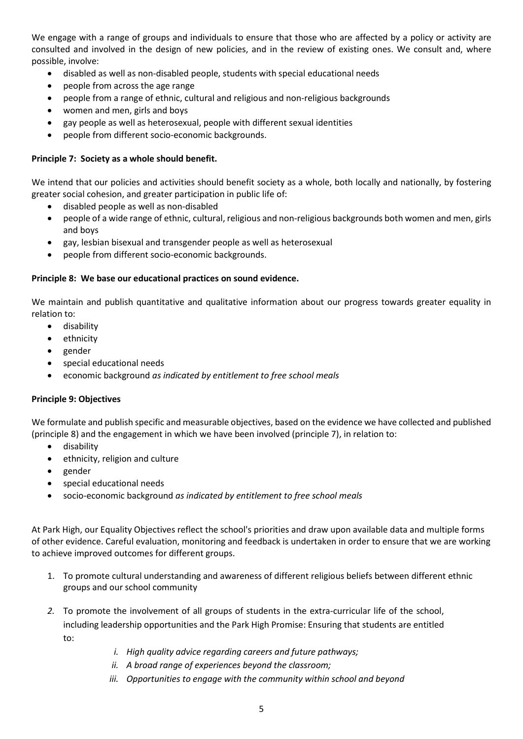We engage with a range of groups and individuals to ensure that those who are affected by a policy or activity are consulted and involved in the design of new policies, and in the review of existing ones. We consult and, where possible, involve:

- disabled as well as non-disabled people, students with special educational needs
- people from across the age range
- people from a range of ethnic, cultural and religious and non-religious backgrounds
- women and men, girls and boys
- gay people as well as heterosexual, people with different sexual identities
- people from different socio-economic backgrounds.

**Principle 7: Society as a whole should benefit.**

We intend that our policies and activities should benefit society as a whole, both locally and nationally, by fostering greater social cohesion, and greater participation in public life of:

- disabled people as well as non-disabled
- people of a wide range of ethnic, cultural, religious and non-religious backgrounds both women and men, girls and boys
- gay, lesbian bisexual and transgender people as well as heterosexual
- people from different socio-economic backgrounds.

**Principle 8: We base our educational practices on sound evidence.**

We maintain and publish quantitative and qualitative information about our progress towards greater equality in relation to:

- disability
- ethnicity
- gender
- special educational needs
- economic background *as indicated by entitlement to free school meals*

**Principle 9: Objectives**

We formulate and publish specific and measurable objectives, based on the evidence we have collected and published (principle 8) and the engagement in which we have been involved (principle 7), in relation to:

- disability
- ethnicity, religion and culture
- gender
- special educational needs
- socio-economic background *as indicated by entitlement to free school meals*

At Park High, our Equality Objectives reflect the school's priorities and draw upon available data and multiple forms of other evidence. Careful evaluation, monitoring and feedback is undertaken in order to ensure that we are working to achieve improved outcomes for different groups.

1. To promote cultural understanding and awareness of different religious beliefs between different ethnic groups and our school community

2. To promote the involvement of all groups of students in the extra-curricular life of the school, including leadership opportunities and the Park High Promise: Ensuring that students are entitled to:

    i. *High quality advice regarding careers and future pathways;*
    ii. *A broad range of experiences beyond the classroom;*
    iii. *Opportunities to engage with the community within school and beyond*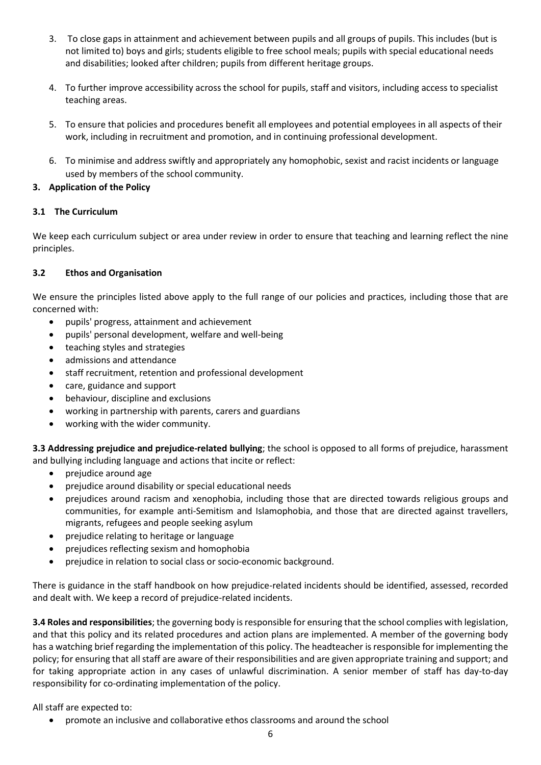3. To close gaps in attainment and achievement between pupils and all groups of pupils. This includes (but is not limited to) boys and girls; students eligible to free school meals; pupils with special educational needs and disabilities; looked after children; pupils from different heritage groups.

4. To further improve accessibility across the school for pupils, staff and visitors, including access to specialist teaching areas.

5. To ensure that policies and procedures benefit all employees and potential employees in all aspects of their work, including in recruitment and promotion, and in continuing professional development.

6. To minimise and address swiftly and appropriately any homophobic, sexist and racist incidents or language used by members of the school community.

## 3. Application of the Policy

### 3.1 The Curriculum

We keep each curriculum subject or area under review in order to ensure that teaching and learning reflect the nine principles.

### 3.2 Ethos and Organisation

We ensure the principles listed above apply to the full range of our policies and practices, including those that are concerned with:

- pupils' progress, attainment and achievement
- pupils' personal development, welfare and well-being
- teaching styles and strategies
- admissions and attendance
- staff recruitment, retention and professional development
- care, guidance and support
- behaviour, discipline and exclusions
- working in partnership with parents, carers and guardians
- working with the wider community.

**3.3 Addressing prejudice and prejudice-related bullying**; the school is opposed to all forms of prejudice, harassment and bullying including language and actions that incite or reflect:

- prejudice around age
- prejudice around disability or special educational needs
- prejudices around racism and xenophobia, including those that are directed towards religious groups and communities, for example anti-Semitism and Islamophobia, and those that are directed against travellers, migrants, refugees and people seeking asylum
- prejudice relating to heritage or language
- prejudices reflecting sexism and homophobia
- prejudice in relation to social class or socio-economic background.

There is guidance in the staff handbook on how prejudice-related incidents should be identified, assessed, recorded and dealt with. We keep a record of prejudice-related incidents.

**3.4 Roles and responsibilities**; the governing body is responsible for ensuring that the school complies with legislation, and that this policy and its related procedures and action plans are implemented. A member of the governing body has a watching brief regarding the implementation of this policy. The headteacher is responsible for implementing the policy; for ensuring that all staff are aware of their responsibilities and are given appropriate training and support; and for taking appropriate action in any cases of unlawful discrimination. A senior member of staff has day-to-day responsibility for co-ordinating implementation of the policy.

All staff are expected to:

- promote an inclusive and collaborative ethos classrooms and around the school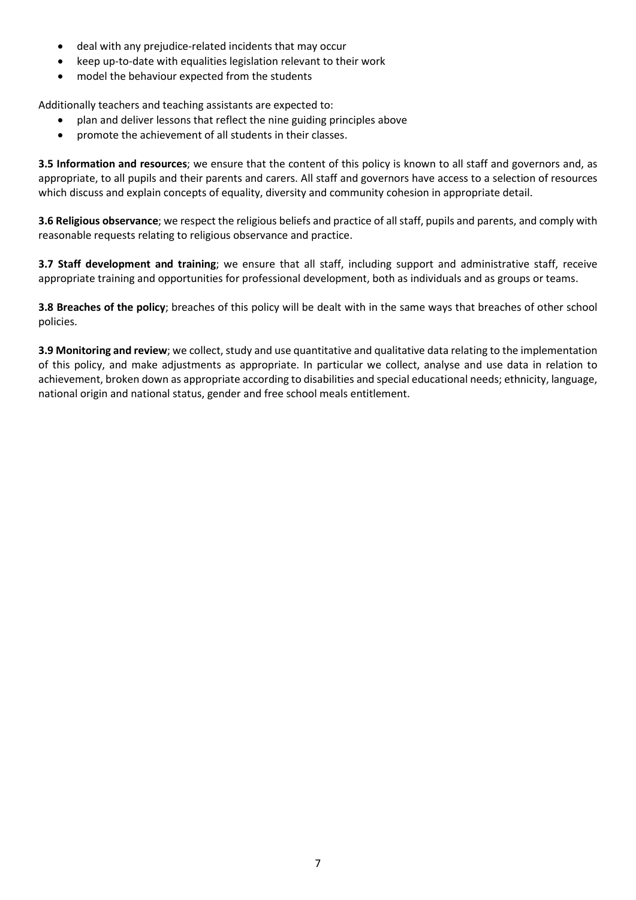- deal with any prejudice-related incidents that may occur
- keep up-to-date with equalities legislation relevant to their work
- model the behaviour expected from the students

Additionally teachers and teaching assistants are expected to:

- plan and deliver lessons that reflect the nine guiding principles above
- promote the achievement of all students in their classes.

**3.5 Information and resources**; we ensure that the content of this policy is known to all staff and governors and, as appropriate, to all pupils and their parents and carers. All staff and governors have access to a selection of resources which discuss and explain concepts of equality, diversity and community cohesion in appropriate detail.

**3.6 Religious observance**; we respect the religious beliefs and practice of all staff, pupils and parents, and comply with reasonable requests relating to religious observance and practice.

**3.7 Staff development and training**; we ensure that all staff, including support and administrative staff, receive appropriate training and opportunities for professional development, both as individuals and as groups or teams.

**3.8 Breaches of the policy**; breaches of this policy will be dealt with in the same ways that breaches of other school policies.

**3.9 Monitoring and review**; we collect, study and use quantitative and qualitative data relating to the implementation of this policy, and make adjustments as appropriate. In particular we collect, analyse and use data in relation to achievement, broken down as appropriate according to disabilities and special educational needs; ethnicity, language, national origin and national status, gender and free school meals entitlement.